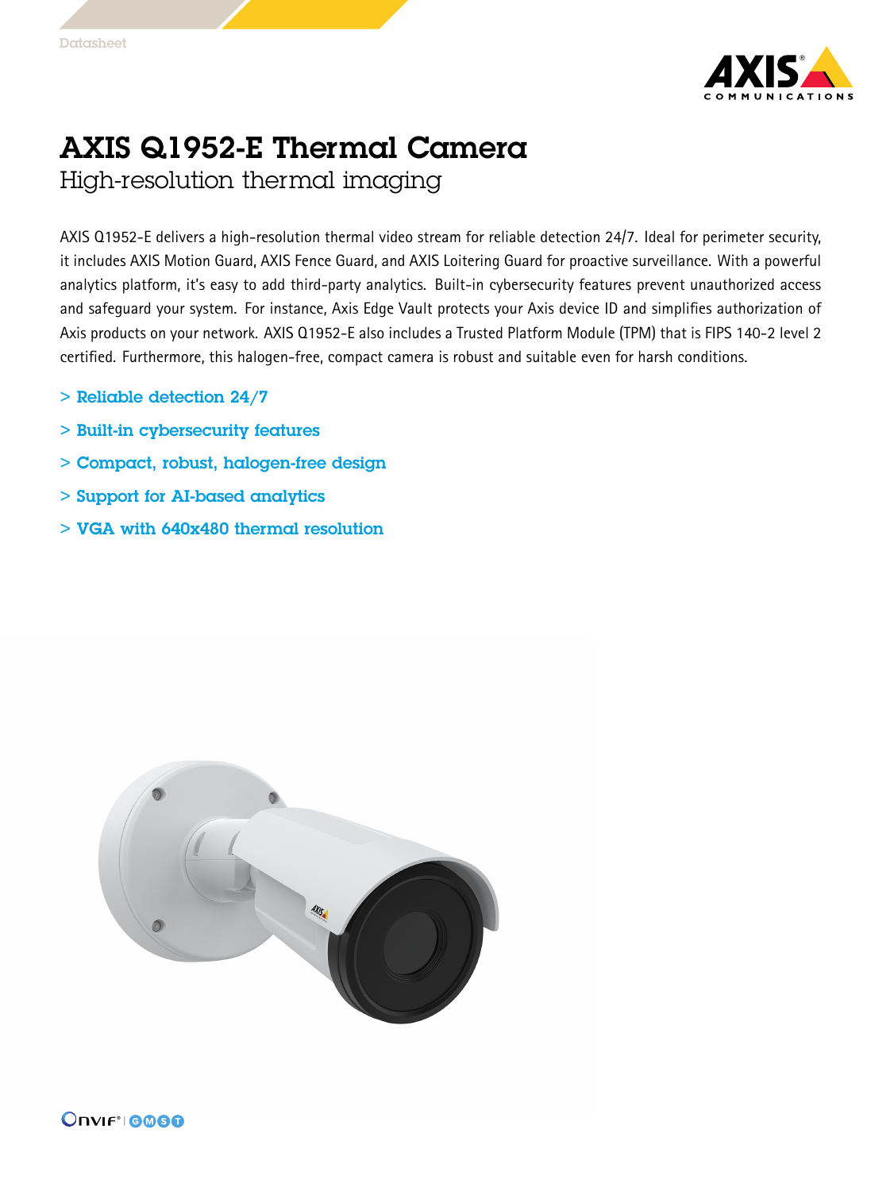Datasheet

# AXIS Q1952-E Thermal Camera

## High-resolution thermal imaging

AXIS Q1952-E delivers a high-resolution thermal video stream for reliable detection 24/7. Ideal for perimeter security, it includes AXIS Motion Guard, AXIS Fence Guard, and AXIS Loitering Guard for proactive surveillance. With a powerful analytics platform, it's easy to add third-party analytics. Built-in cybersecurity features prevent unauthorized access and safeguard your system. For instance, Axis Edge Vault protects your Axis device ID and simplifies authorization of Axis products on your network. AXIS Q1952-E also includes a Trusted Platform Module (TPM) that is FIPS 140-2 level 2 certified. Furthermore, this halogen-free, compact camera is robust and suitable even for harsh conditions.

- **Reliable detection 24/7**
- **Built-in cybersecurity features**
- **Compact, robust, halogen-free design**
- **Support for AI-based analytics**
- **VGA with 640x480 thermal resolution**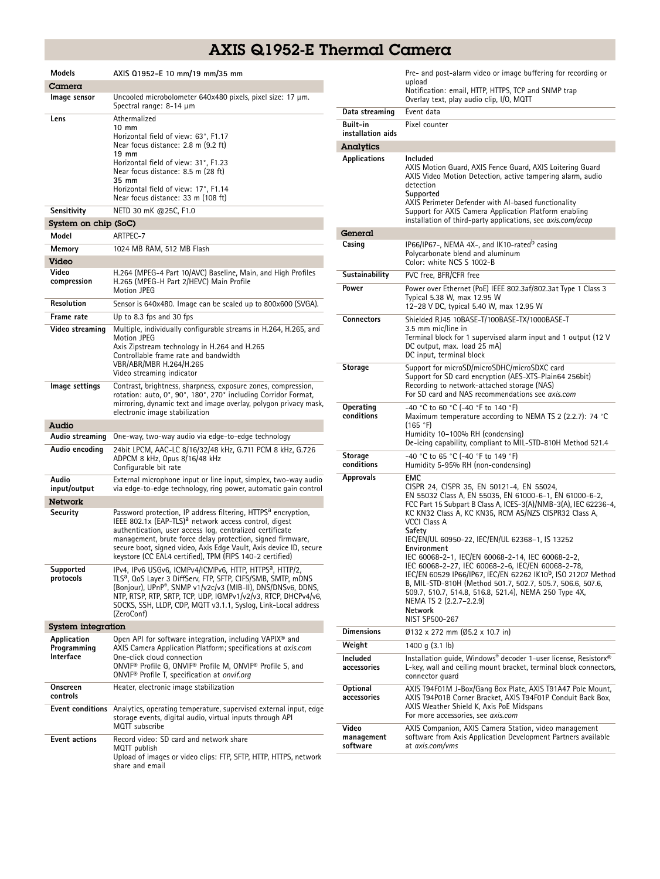# AXIS Q1952-E Thermal Camera

| Models | AXIS Q1952-E 10 mm/19 mm/35 mm |
|---|---|
| **Camera** | |
| Image sensor | Uncooled microbolometer 640x480 pixels, pixel size: 17 µm. Spectral range: 8–14 µm |
| Lens | Athermalized<br>**10 mm**<br>Horizontal field of view: 63°, F1.17<br>Near focus distance: 2.8 m (9.2 ft)<br>**19 mm**<br>Horizontal field of view: 31°, F1.23<br>Near focus distance: 8.5 m (28 ft)<br>**35 mm**<br>Horizontal field of view: 17°, F1.14<br>Near focus distance: 33 m (108 ft) |
| Sensitivity | NETD 30 mK @25C, F1.0 |
| **System on chip (SoC)** | |
| Model | ARTPEC-7 |
| Memory | 1024 MB RAM, 512 MB Flash |
| **Video** | |
| Video compression | H.264 (MPEG-4 Part 10/AVC) Baseline, Main, and High Profiles<br>H.265 (MPEG-H Part 2/HEVC) Main Profile<br>Motion JPEG |
| Resolution | Sensor is 640x480. Image can be scaled up to 800x600 (SVGA). |
| Frame rate | Up to 8.3 fps and 30 fps |
| Video streaming | Multiple, individually configurable streams in H.264, H.265, and Motion JPEG<br>Axis Zipstream technology in H.264 and H.265<br>Controllable frame rate and bandwidth<br>VBR/ABR/MBR H.264/H.265<br>Video streaming indicator |
| Image settings | Contrast, brightness, sharpness, exposure zones, compression, rotation: auto, 0°, 90°, 180°, 270° including Corridor Format, mirroring, dynamic text and image overlay, polygon privacy mask, electronic image stabilization |
| **Audio** | |
| Audio streaming | One-way, two-way audio via edge-to-edge technology |
| Audio encoding | 24bit LPCM, AAC-LC 8/16/32/48 kHz, G.711 PCM 8 kHz, G.726 ADPCM 8 kHz, Opus 8/16/48 kHz<br>Configurable bit rate |
| Audio input/output | External microphone input or line input, simplex, two-way audio via edge-to-edge technology, ring power, automatic gain control |
| **Network** | |
| Security | Password protection, IP address filtering, HTTPS[a] encryption, IEEE 802.1x (EAP-TLS)[a] network access control, digest authentication, user access log, centralized certificate management, brute force delay protection, signed firmware, secure boot, signed video, Axis Edge Vault, Axis device ID, secure keystore (CC EAL4 certified), TPM (FIPS 140-2 certified) |
| Supported protocols | IPv4, IPv6 USGv6, ICMPv4/ICMPv6, HTTP, HTTPS[a], HTTP/2, TLS[a], QoS Layer 3 DiffServ, FTP, SFTP, CIFS/SMB, SMTP, mDNS (Bonjour), UPnP®, SNMP v1/v2c/v3 (MIB-II), DNS/DNSv6, DDNS, NTP, RTSP, RTP, SRTP, TCP, UDP, IGMPv1/v2/v3, RTCP, DHCPv4/v6, SOCKS, SSH, LLDP, CDP, MQTT v3.1.1, Syslog, Link-Local address (ZeroConf) |
| **System integration** | |
| Application Programming Interface | Open API for software integration, including VAPIX® and AXIS Camera Application Platform; specifications at *axis.com*<br>One-click cloud connection<br>ONVIF® Profile G, ONVIF® Profile M, ONVIF® Profile S, and ONVIF® Profile T, specification at *onvif.org* |
| Onscreen controls | Heater, electronic image stabilization |
| Event conditions | Analytics, operating temperature, supervised external input, edge storage events, digital audio, virtual inputs through API<br>MQTT subscribe |
| Event actions | Record video: SD card and network share<br>MQTT publish<br>Upload of images or video clips: FTP, SFTP, HTTP, HTTPS, network share and email<br>Pre- and post-alarm video or image buffering for recording or upload<br>Notification: email, HTTP, HTTPS, TCP and SNMP trap<br>Overlay text, play audio clip, I/O, MQTT |
| Data streaming | Event data |
| Built-in installation aids | Pixel counter |
| **Analytics** | |
| Applications | **Included**<br>AXIS Motion Guard, AXIS Fence Guard, AXIS Loitering Guard<br>AXIS Video Motion Detection, active tampering alarm, audio detection<br>**Supported**<br>AXIS Perimeter Defender with AI-based functionality<br>Support for AXIS Camera Application Platform enabling installation of third-party applications, see *axis.com/acap* |
| **General** | |
| Casing | IP66/IP67-, NEMA 4X-, and IK10-rated[b] casing<br>Polycarbonate blend and aluminum<br>Color: white NCS S 1002-B |
| Sustainability | PVC free, BFR/CFR free |
| Power | Power over Ethernet (PoE) IEEE 802.3af/802.3at Type 1 Class 3<br>Typical 5.38 W, max 12.95 W<br>12–28 V DC, typical 5.40 W, max 12.95 W |
| Connectors | Shielded RJ45 10BASE-T/100BASE-TX/1000BASE-T<br>3.5 mm mic/line in<br>Terminal block for 1 supervised alarm input and 1 output (12 V DC output, max. load 25 mA)<br>DC input, terminal block |
| Storage | Support for microSD/microSDHC/microSDXC card<br>Support for SD card encryption (AES-XTS-Plain64 256bit)<br>Recording to network-attached storage (NAS)<br>For SD card and NAS recommendations see *axis.com* |
| Operating conditions | -40 °C to 60 °C (-40 °F to 140 °F)<br>Maximum temperature according to NEMA TS 2 (2.2.7): 74 °C (165 °F)<br>Humidity 10–100% RH (condensing)<br>De-icing capability, compliant to MIL-STD-810H Method 521.4 |
| Storage conditions | -40 °C to 65 °C (-40 °F to 149 °F)<br>Humidity 5-95% RH (non-condensing) |
| Approvals | **EMC**<br>CISPR 24, CISPR 35, EN 50121-4, EN 55024, EN 55032 Class A, EN 55035, EN 61000-6-1, EN 61000-6-2, FCC Part 15 Subpart B Class A, ICES-3(A)/NMB-3(A), IEC 62236-4, KC KN32 Class A, KC KN35, RCM AS/NZS CISPR32 Class A, VCCI Class A<br>**Safety**<br>IEC/EN/UL 60950-22, IEC/EN/UL 62368-1, IS 13252<br>**Environment**<br>IEC 60068-2-1, IEC/EN 60068-2-14, IEC 60068-2-2, IEC 60068-2-27, IEC 60068-2-6, IEC/EN 60068-2-78, IEC/EN 60529 IP66/IP67, IEC/EN 62262 IK10[b], ISO 21207 Method B, MIL-STD-810H (Method 501.7, 502.7, 505.7, 506.6, 507.6, 509.7, 510.7, 514.8, 516.8, 521.4), NEMA 250 Type 4X, NEMA TS 2 (2.2.7-2.2.9)<br>**Network**<br>NIST SP500-267 |
| Dimensions | Ø132 x 272 mm (Ø5.2 x 10.7 in) |
| Weight | 1400 g (3.1 lb) |
| Included accessories | Installation guide, Windows® decoder 1-user license, Resistorx® L-key, wall and ceiling mount bracket, terminal block connectors, connector guard |
| Optional accessories | AXIS T94F01M J-Box/Gang Box Plate, AXIS T91A47 Pole Mount, AXIS T94P01B Corner Bracket, AXIS T94F01P Conduit Back Box, AXIS Weather Shield K, Axis PoE Midspans<br>For more accessories, see *axis.com* |
| Video management software | AXIS Companion, AXIS Camera Station, video management software from Axis Application Development Partners available at *axis.com/vms* |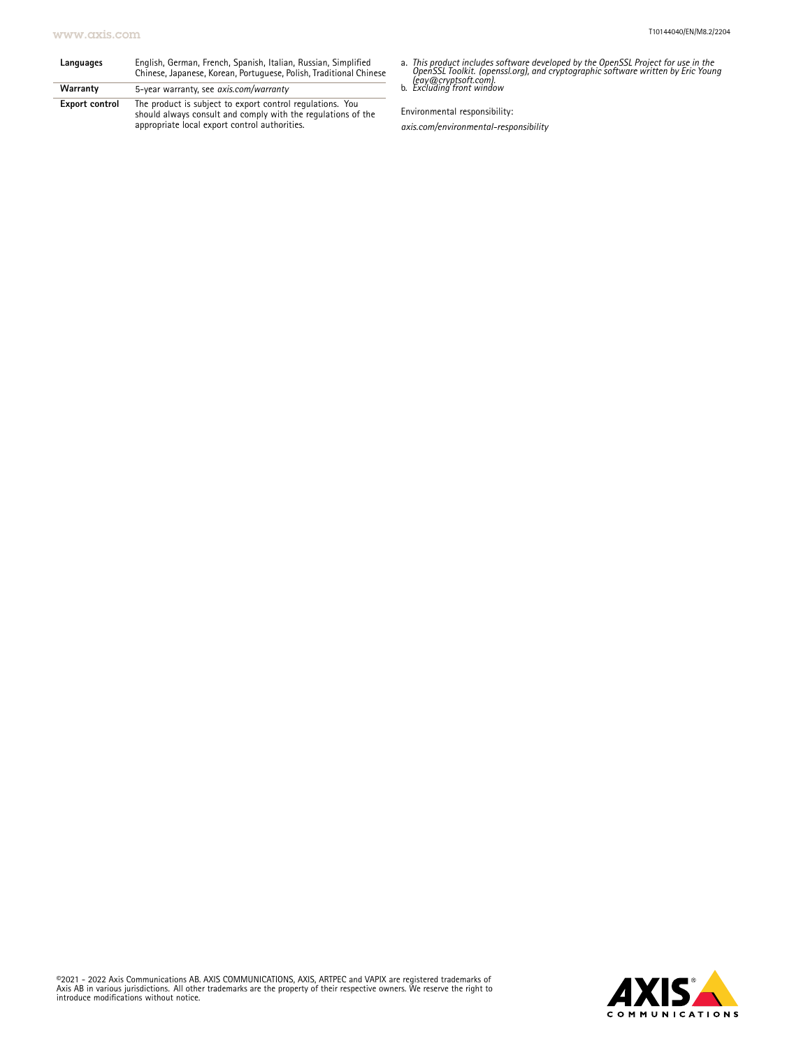| | |
|---|---|
| **Languages** | English, German, French, Spanish, Italian, Russian, Simplified Chinese, Japanese, Korean, Portuguese, Polish, Traditional Chinese |
| **Warranty** | 5-year warranty, see *axis.com/warranty* |
| **Export control** | The product is subject to export control regulations. You should always consult and comply with the regulations of the appropriate local export control authorities. |

a. *This product includes software developed by the OpenSSL Project for use in the OpenSSL Toolkit. (openssl.org), and cryptographic software written by Eric Young (eay@cryptsoft.com).*
b. *Excluding front window*

Environmental responsibility:

*axis.com/environmental-responsibility*

©2021 - 2022 Axis Communications AB. AXIS COMMUNICATIONS, AXIS, ARTPEC and VAPIX are registered trademarks of Axis AB in various jurisdictions. All other trademarks are the property of their respective owners. We reserve the right to introduce modifications without notice.